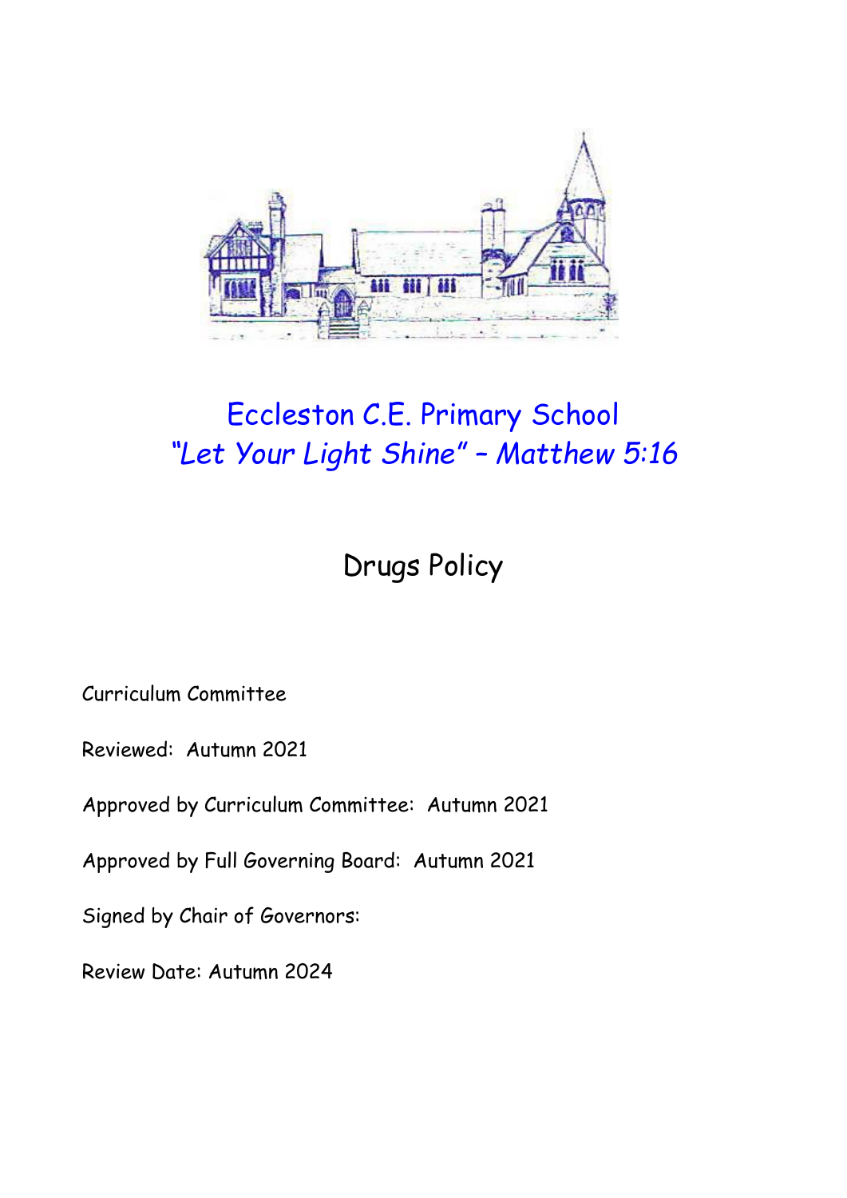# Eccleston C.E. Primary School

*"Let Your Light Shine" – Matthew 5:16*

## Drugs Policy

Curriculum Committee

Reviewed: Autumn 2021

Approved by Curriculum Committee: Autumn 2021

Approved by Full Governing Board: Autumn 2021

Signed by Chair of Governors:

Review Date: Autumn 2024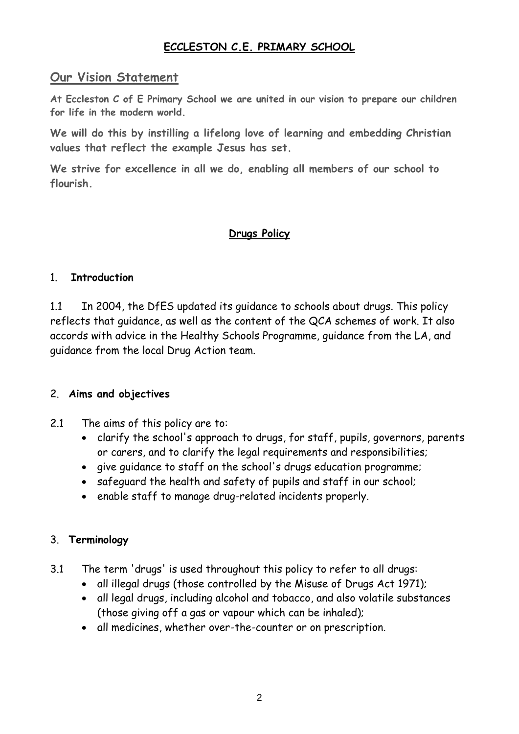**ECCLESTON C.E. PRIMARY SCHOOL**

## Our Vision Statement

**At Eccleston C of E Primary School we are united in our vision to prepare our children for life in the modern world.**

**We will do this by instilling a lifelong love of learning and embedding Christian values that reflect the example Jesus has set.**

**We strive for excellence in all we do, enabling all members of our school to flourish.**

# Drugs Policy

## 1. Introduction

1.1 In 2004, the DfES updated its guidance to schools about drugs. This policy reflects that guidance, as well as the content of the QCA schemes of work. It also accords with advice in the Healthy Schools Programme, guidance from the LA, and guidance from the local Drug Action team.

## 2. Aims and objectives

2.1 The aims of this policy are to:

- clarify the school's approach to drugs, for staff, pupils, governors, parents or carers, and to clarify the legal requirements and responsibilities;
- give guidance to staff on the school's drugs education programme;
- safeguard the health and safety of pupils and staff in our school;
- enable staff to manage drug-related incidents properly.

## 3. Terminology

3.1 The term 'drugs' is used throughout this policy to refer to all drugs:

- all illegal drugs (those controlled by the Misuse of Drugs Act 1971);
- all legal drugs, including alcohol and tobacco, and also volatile substances (those giving off a gas or vapour which can be inhaled);
- all medicines, whether over-the-counter or on prescription.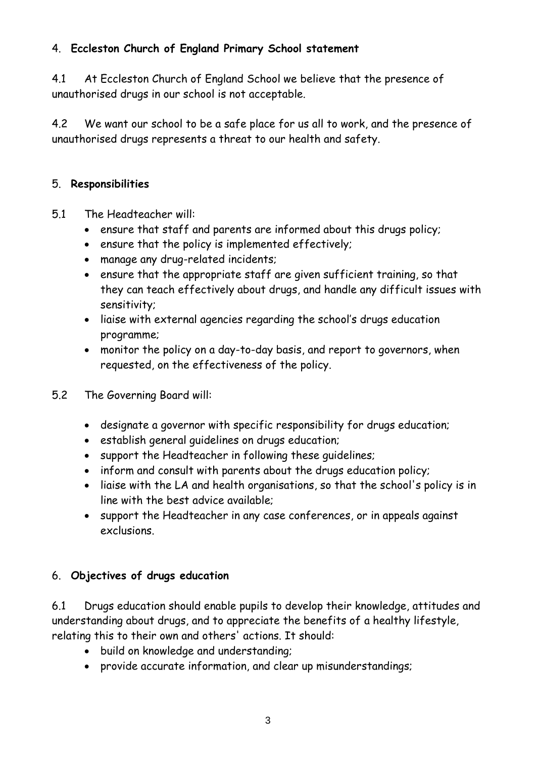## 4. **Eccleston Church of England Primary School statement**

4.1 At Eccleston Church of England School we believe that the presence of unauthorised drugs in our school is not acceptable.

4.2 We want our school to be a safe place for us all to work, and the presence of unauthorised drugs represents a threat to our health and safety.

## 5. **Responsibilities**

5.1 The Headteacher will:

- ensure that staff and parents are informed about this drugs policy;
- ensure that the policy is implemented effectively;
- manage any drug-related incidents;
- ensure that the appropriate staff are given sufficient training, so that they can teach effectively about drugs, and handle any difficult issues with sensitivity;
- liaise with external agencies regarding the school's drugs education programme;
- monitor the policy on a day-to-day basis, and report to governors, when requested, on the effectiveness of the policy.

5.2 The Governing Board will:

- designate a governor with specific responsibility for drugs education;
- establish general guidelines on drugs education;
- support the Headteacher in following these guidelines;
- inform and consult with parents about the drugs education policy;
- liaise with the LA and health organisations, so that the school's policy is in line with the best advice available;
- support the Headteacher in any case conferences, or in appeals against exclusions.

## 6. **Objectives of drugs education**

6.1 Drugs education should enable pupils to develop their knowledge, attitudes and understanding about drugs, and to appreciate the benefits of a healthy lifestyle, relating this to their own and others' actions. It should:

- build on knowledge and understanding;
- provide accurate information, and clear up misunderstandings;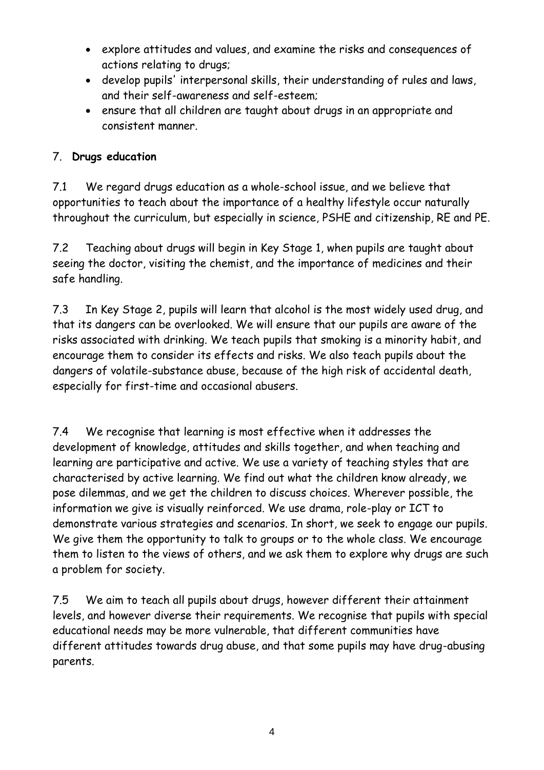- explore attitudes and values, and examine the risks and consequences of actions relating to drugs;
- develop pupils' interpersonal skills, their understanding of rules and laws, and their self-awareness and self-esteem;
- ensure that all children are taught about drugs in an appropriate and consistent manner.

## 7. **Drugs education**

7.1 We regard drugs education as a whole-school issue, and we believe that opportunities to teach about the importance of a healthy lifestyle occur naturally throughout the curriculum, but especially in science, PSHE and citizenship, RE and PE.

7.2 Teaching about drugs will begin in Key Stage 1, when pupils are taught about seeing the doctor, visiting the chemist, and the importance of medicines and their safe handling.

7.3 In Key Stage 2, pupils will learn that alcohol is the most widely used drug, and that its dangers can be overlooked. We will ensure that our pupils are aware of the risks associated with drinking. We teach pupils that smoking is a minority habit, and encourage them to consider its effects and risks. We also teach pupils about the dangers of volatile-substance abuse, because of the high risk of accidental death, especially for first-time and occasional abusers.

7.4 We recognise that learning is most effective when it addresses the development of knowledge, attitudes and skills together, and when teaching and learning are participative and active. We use a variety of teaching styles that are characterised by active learning. We find out what the children know already, we pose dilemmas, and we get the children to discuss choices. Wherever possible, the information we give is visually reinforced. We use drama, role-play or ICT to demonstrate various strategies and scenarios. In short, we seek to engage our pupils. We give them the opportunity to talk to groups or to the whole class. We encourage them to listen to the views of others, and we ask them to explore why drugs are such a problem for society.

7.5 We aim to teach all pupils about drugs, however different their attainment levels, and however diverse their requirements. We recognise that pupils with special educational needs may be more vulnerable, that different communities have different attitudes towards drug abuse, and that some pupils may have drug-abusing parents.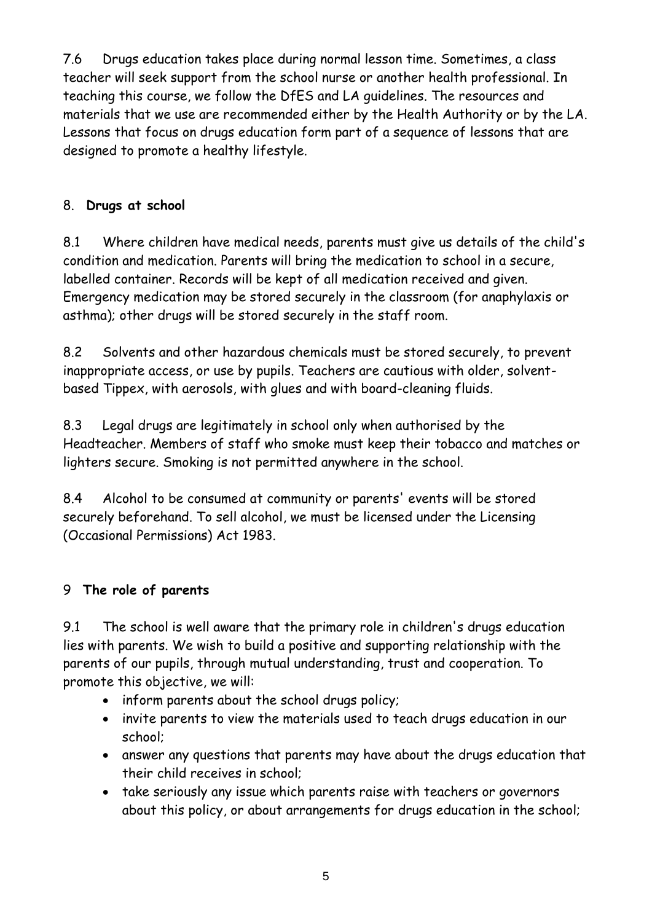7.6 Drugs education takes place during normal lesson time. Sometimes, a class teacher will seek support from the school nurse or another health professional. In teaching this course, we follow the DfES and LA guidelines. The resources and materials that we use are recommended either by the Health Authority or by the LA. Lessons that focus on drugs education form part of a sequence of lessons that are designed to promote a healthy lifestyle.

## 8. **Drugs at school**

8.1 Where children have medical needs, parents must give us details of the child's condition and medication. Parents will bring the medication to school in a secure, labelled container. Records will be kept of all medication received and given. Emergency medication may be stored securely in the classroom (for anaphylaxis or asthma); other drugs will be stored securely in the staff room.

8.2 Solvents and other hazardous chemicals must be stored securely, to prevent inappropriate access, or use by pupils. Teachers are cautious with older, solvent-based Tippex, with aerosols, with glues and with board-cleaning fluids.

8.3 Legal drugs are legitimately in school only when authorised by the Headteacher. Members of staff who smoke must keep their tobacco and matches or lighters secure. Smoking is not permitted anywhere in the school.

8.4 Alcohol to be consumed at community or parents' events will be stored securely beforehand. To sell alcohol, we must be licensed under the Licensing (Occasional Permissions) Act 1983.

## 9 **The role of parents**

9.1 The school is well aware that the primary role in children's drugs education lies with parents. We wish to build a positive and supporting relationship with the parents of our pupils, through mutual understanding, trust and cooperation. To promote this objective, we will:

- inform parents about the school drugs policy;
- invite parents to view the materials used to teach drugs education in our school;
- answer any questions that parents may have about the drugs education that their child receives in school;
- take seriously any issue which parents raise with teachers or governors about this policy, or about arrangements for drugs education in the school;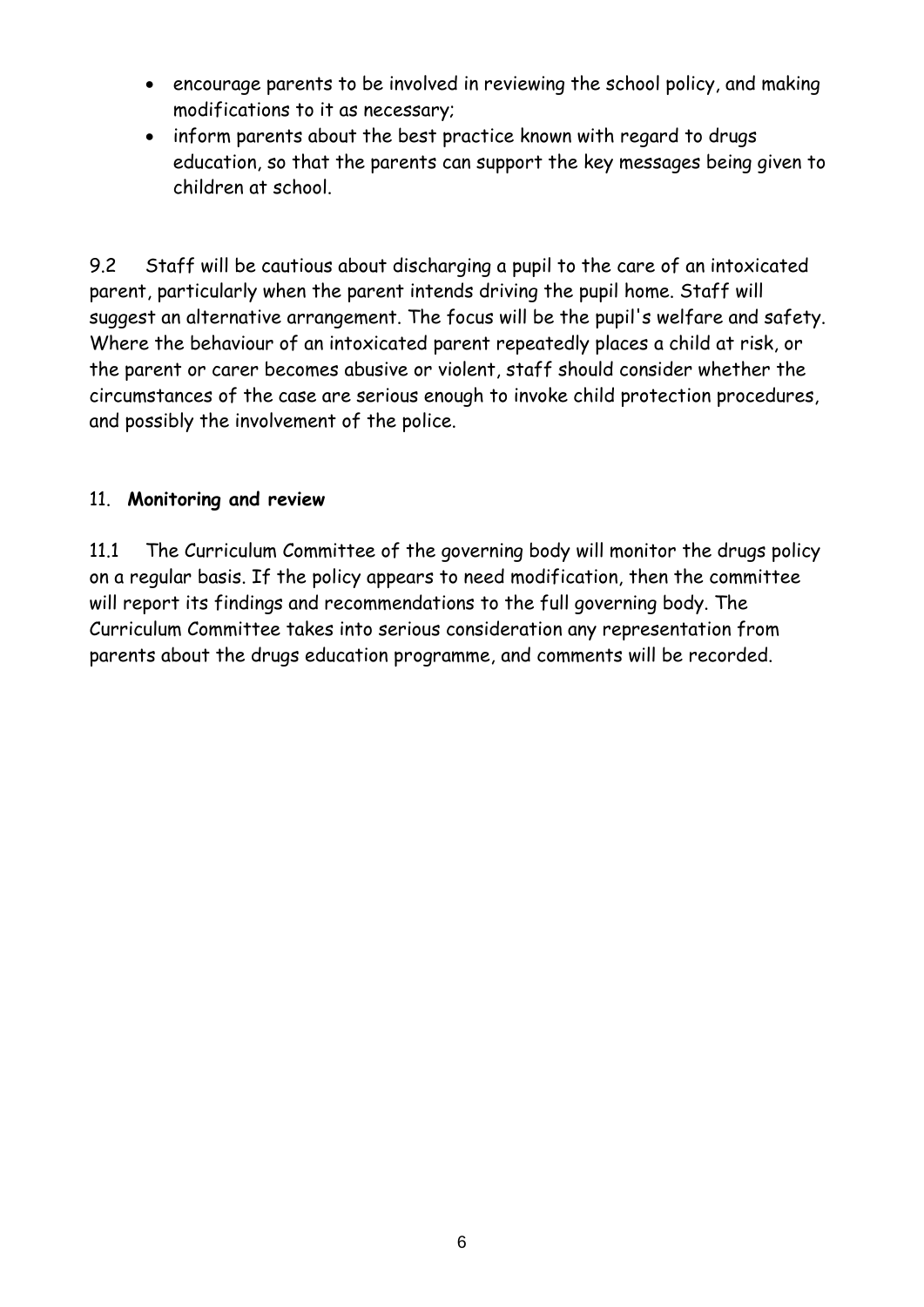- encourage parents to be involved in reviewing the school policy, and making modifications to it as necessary;
- inform parents about the best practice known with regard to drugs education, so that the parents can support the key messages being given to children at school.

9.2 Staff will be cautious about discharging a pupil to the care of an intoxicated parent, particularly when the parent intends driving the pupil home. Staff will suggest an alternative arrangement. The focus will be the pupil's welfare and safety. Where the behaviour of an intoxicated parent repeatedly places a child at risk, or the parent or carer becomes abusive or violent, staff should consider whether the circumstances of the case are serious enough to invoke child protection procedures, and possibly the involvement of the police.

## 11. **Monitoring and review**

11.1 The Curriculum Committee of the governing body will monitor the drugs policy on a regular basis. If the policy appears to need modification, then the committee will report its findings and recommendations to the full governing body. The Curriculum Committee takes into serious consideration any representation from parents about the drugs education programme, and comments will be recorded.